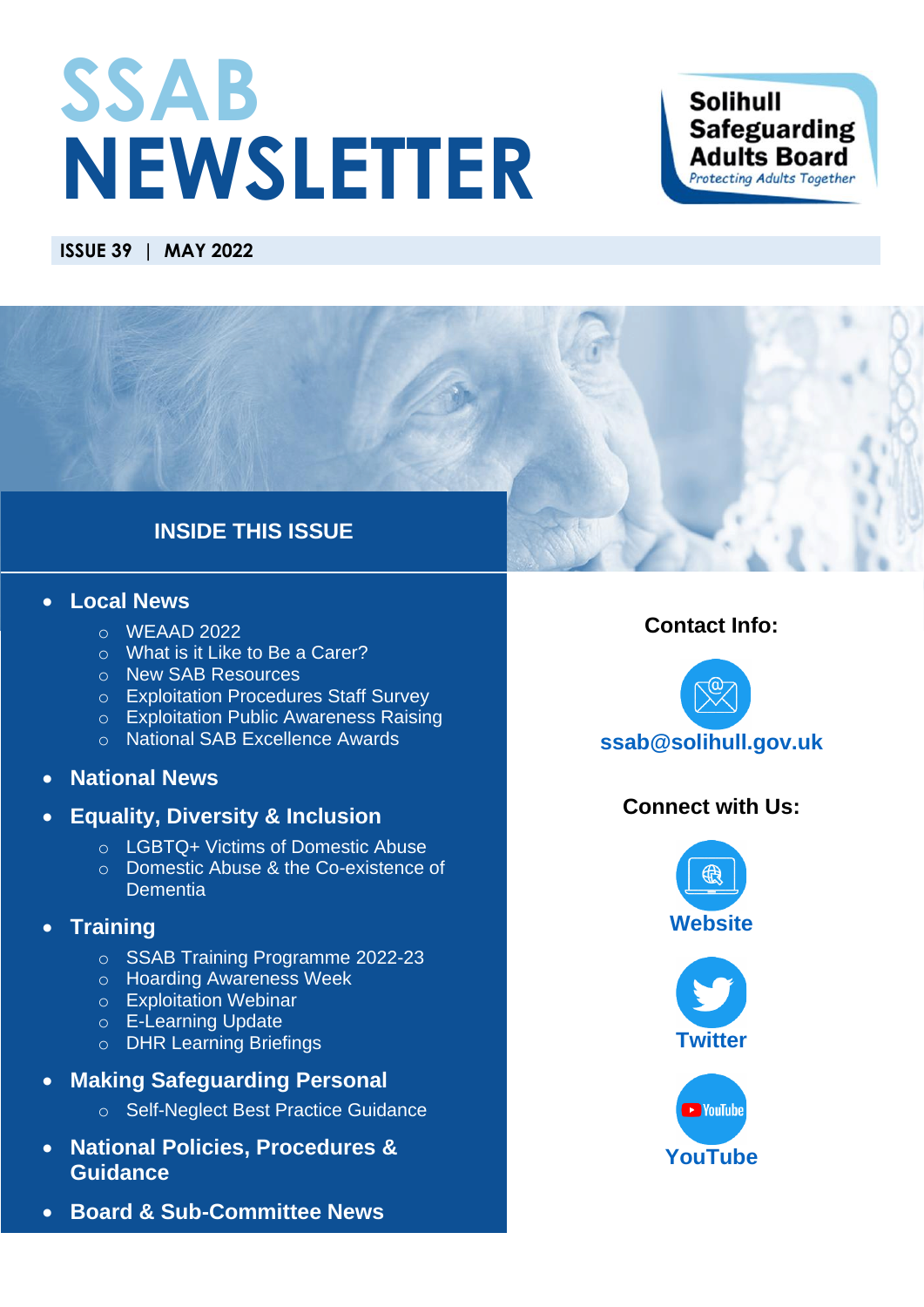# SSAB NEWSLETTER

**Solihull Safeguarding Adults Board**
*Protecting Adults Together*

**ISSUE 39 | MAY 2022**

## INSIDE THIS ISSUE

- **Local News**
  - WEAAD 2022
  - What is it Like to Be a Carer?
  - New SAB Resources
  - Exploitation Procedures Staff Survey
  - Exploitation Public Awareness Raising
  - National SAB Excellence Awards
- **National News**
- **Equality, Diversity & Inclusion**
  - LGBTQ+ Victims of Domestic Abuse
  - Domestic Abuse & the Co-existence of Dementia
- **Training**
  - SSAB Training Programme 2022-23
  - Hoarding Awareness Week
  - Exploitation Webinar
  - E-Learning Update
  - DHR Learning Briefings
- **Making Safeguarding Personal**
  - Self-Neglect Best Practice Guidance
- **National Policies, Procedures & Guidance**
- **Board & Sub-Committee News**

### Contact Info:

ssab@solihull.gov.uk

### Connect with Us:

Website

Twitter

YouTube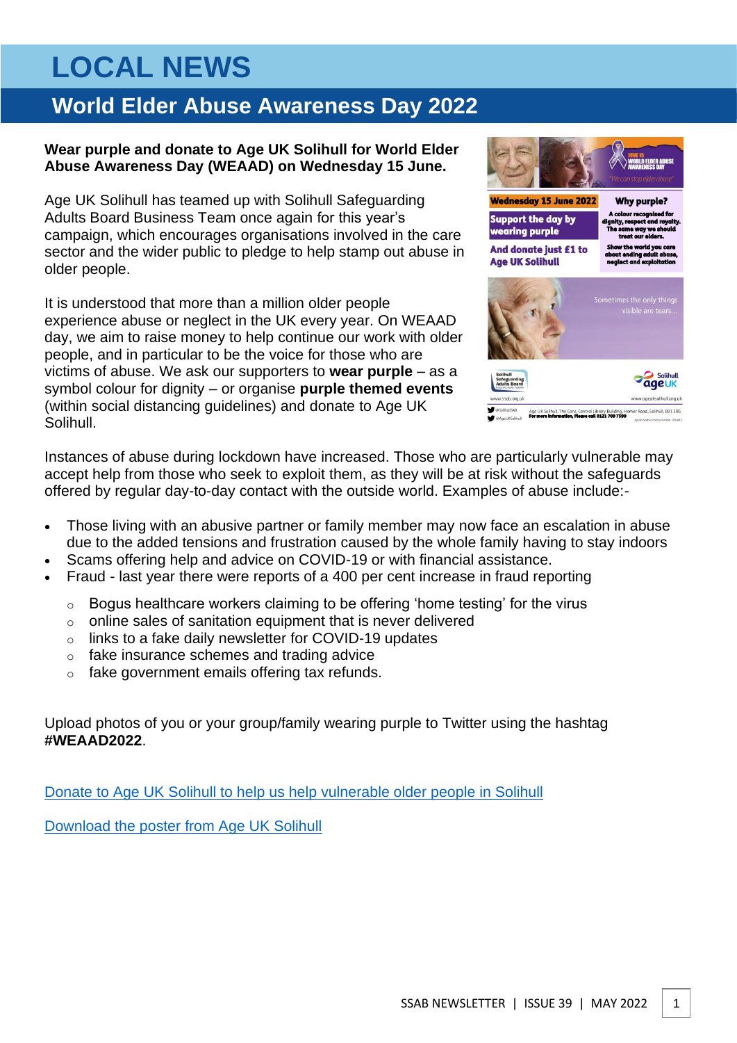# LOCAL NEWS

## World Elder Abuse Awareness Day 2022

**Wear purple and donate to Age UK Solihull for World Elder Abuse Awareness Day (WEAAD) on Wednesday 15 June.**

Age UK Solihull has teamed up with Solihull Safeguarding Adults Board Business Team once again for this year's campaign, which encourages organisations involved in the care sector and the wider public to pledge to help stamp out abuse in older people.

It is understood that more than a million older people experience abuse or neglect in the UK every year. On WEAAD day, we aim to raise money to help continue our work with older people, and in particular to be the voice for those who are victims of abuse. We ask our supporters to **wear purple** – as a symbol colour for dignity – or organise **purple themed events** (within social distancing guidelines) and donate to Age UK Solihull.

Instances of abuse during lockdown have increased. Those who are particularly vulnerable may accept help from those who seek to exploit them, as they will be at risk without the safeguards offered by regular day-to-day contact with the outside world. Examples of abuse include:-

- Those living with an abusive partner or family member may now face an escalation in abuse due to the added tensions and frustration caused by the whole family having to stay indoors
- Scams offering help and advice on COVID-19 or with financial assistance.
- Fraud - last year there were reports of a 400 per cent increase in fraud reporting
  - Bogus healthcare workers claiming to be offering 'home testing' for the virus
  - online sales of sanitation equipment that is never delivered
  - links to a fake daily newsletter for COVID-19 updates
  - fake insurance schemes and trading advice
  - fake government emails offering tax refunds.

Upload photos of you or your group/family wearing purple to Twitter using the hashtag **#WEAAD2022**.

[Donate to Age UK Solihull to help us help vulnerable older people in Solihull]

[Download the poster from Age UK Solihull]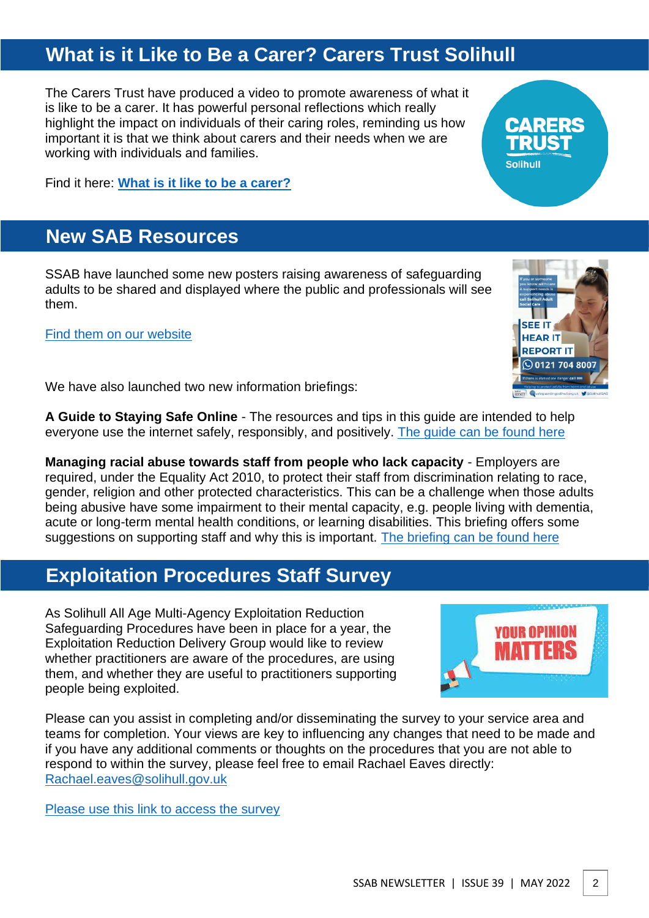## What is it Like to Be a Carer? Carers Trust Solihull

The Carers Trust have produced a video to promote awareness of what it is like to be a carer. It has powerful personal reflections which really highlight the impact on individuals of their caring roles, reminding us how important it is that we think about carers and their needs when we are working with individuals and families.

Find it here: **What is it like to be a carer?**

## New SAB Resources

SSAB have launched some new posters raising awareness of safeguarding adults to be shared and displayed where the public and professionals will see them.

Find them on our website

We have also launched two new information briefings:

**A Guide to Staying Safe Online** - The resources and tips in this guide are intended to help everyone use the internet safely, responsibly, and positively. The guide can be found here

**Managing racial abuse towards staff from people who lack capacity** - Employers are required, under the Equality Act 2010, to protect their staff from discrimination relating to race, gender, religion and other protected characteristics. This can be a challenge when those adults being abusive have some impairment to their mental capacity, e.g. people living with dementia, acute or long-term mental health conditions, or learning disabilities. This briefing offers some suggestions on supporting staff and why this is important. The briefing can be found here

## Exploitation Procedures Staff Survey

As Solihull All Age Multi-Agency Exploitation Reduction Safeguarding Procedures have been in place for a year, the Exploitation Reduction Delivery Group would like to review whether practitioners are aware of the procedures, are using them, and whether they are useful to practitioners supporting people being exploited.

Please can you assist in completing and/or disseminating the survey to your service area and teams for completion. Your views are key to influencing any changes that need to be made and if you have any additional comments or thoughts on the procedures that you are not able to respond to within the survey, please feel free to email Rachael Eaves directly: Rachael.eaves@solihull.gov.uk

Please use this link to access the survey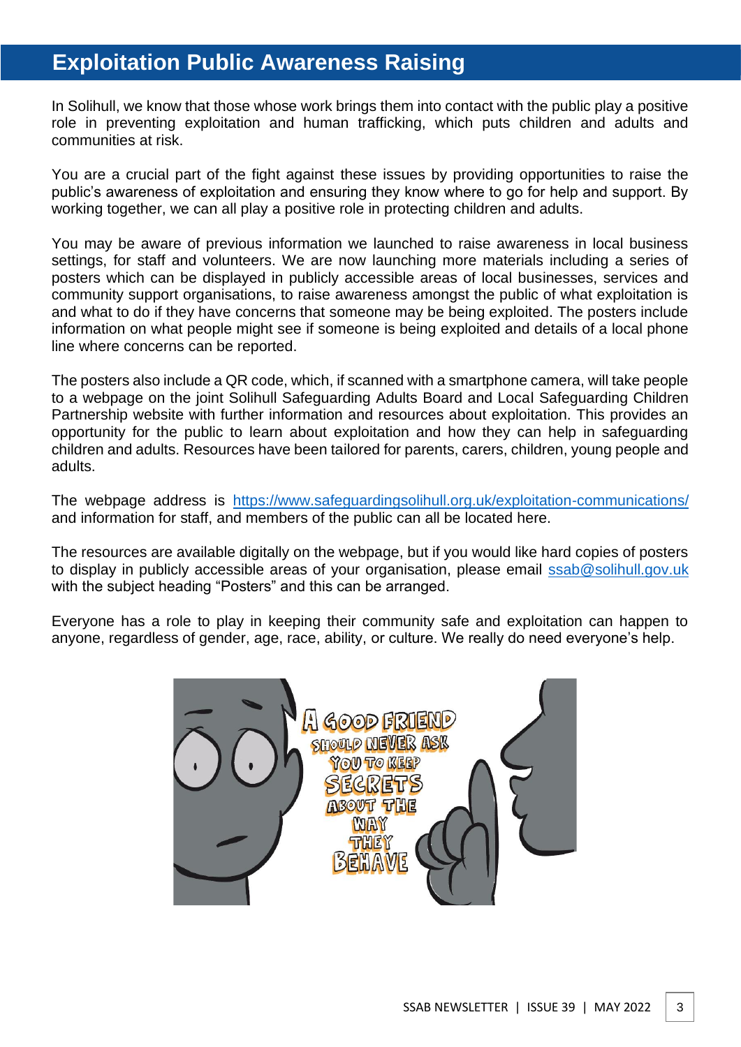# Exploitation Public Awareness Raising

In Solihull, we know that those whose work brings them into contact with the public play a positive role in preventing exploitation and human trafficking, which puts children and adults and communities at risk.

You are a crucial part of the fight against these issues by providing opportunities to raise the public's awareness of exploitation and ensuring they know where to go for help and support. By working together, we can all play a positive role in protecting children and adults.

You may be aware of previous information we launched to raise awareness in local business settings, for staff and volunteers. We are now launching more materials including a series of posters which can be displayed in publicly accessible areas of local businesses, services and community support organisations, to raise awareness amongst the public of what exploitation is and what to do if they have concerns that someone may be being exploited. The posters include information on what people might see if someone is being exploited and details of a local phone line where concerns can be reported.

The posters also include a QR code, which, if scanned with a smartphone camera, will take people to a webpage on the joint Solihull Safeguarding Adults Board and Local Safeguarding Children Partnership website with further information and resources about exploitation. This provides an opportunity for the public to learn about exploitation and how they can help in safeguarding children and adults. Resources have been tailored for parents, carers, children, young people and adults.

The webpage address is https://www.safeguardingsolihull.org.uk/exploitation-communications/ and information for staff, and members of the public can all be located here.

The resources are available digitally on the webpage, but if you would like hard copies of posters to display in publicly accessible areas of your organisation, please email ssab@solihull.gov.uk with the subject heading "Posters" and this can be arranged.

Everyone has a role to play in keeping their community safe and exploitation can happen to anyone, regardless of gender, age, race, ability, or culture. We really do need everyone's help.

A GOOD FRIEND SHOULD NEVER ASK YOU TO KEEP SECRETS ABOUT THE WAY THEY BEHAVE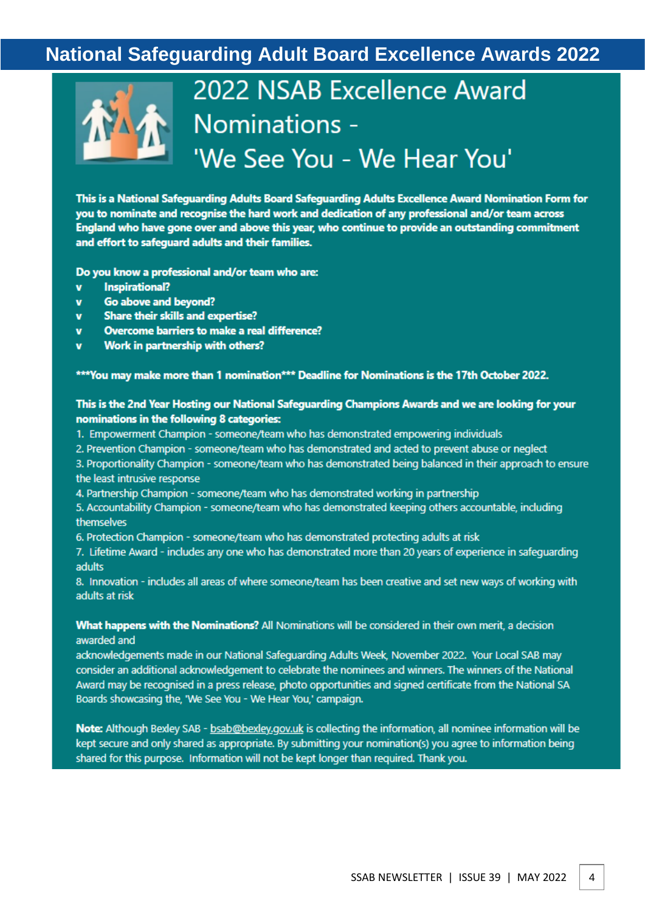# National Safeguarding Adult Board Excellence Awards 2022

## 2022 NSAB Excellence Award Nominations - 'We See You - We Hear You'

**This is a National Safeguarding Adults Board Safeguarding Adults Excellence Award Nomination Form for you to nominate and recognise the hard work and dedication of any professional and/or team across England who have gone over and above this year, who continue to provide an outstanding commitment and effort to safeguard adults and their families.**

**Do you know a professional and/or team who are:**

- **Inspirational?**
- **Go above and beyond?**
- **Share their skills and expertise?**
- **Overcome barriers to make a real difference?**
- **Work in partnership with others?**

**\*\*\*You may make more than 1 nomination\*\*\* Deadline for Nominations is the 17th October 2022.**

**This is the 2nd Year Hosting our National Safeguarding Champions Awards and we are looking for your nominations in the following 8 categories:**

1. Empowerment Champion - someone/team who has demonstrated empowering individuals
2. Prevention Champion - someone/team who has demonstrated and acted to prevent abuse or neglect
3. Proportionality Champion - someone/team who has demonstrated being balanced in their approach to ensure the least intrusive response
4. Partnership Champion - someone/team who has demonstrated working in partnership
5. Accountability Champion - someone/team who has demonstrated keeping others accountable, including themselves
6. Protection Champion - someone/team who has demonstrated protecting adults at risk
7. Lifetime Award - includes any one who has demonstrated more than 20 years of experience in safeguarding adults
8. Innovation - includes all areas of where someone/team has been creative and set new ways of working with adults at risk

**What happens with the Nominations?** All Nominations will be considered in their own merit, a decision awarded and acknowledgements made in our National Safeguarding Adults Week, November 2022. Your Local SAB may consider an additional acknowledgement to celebrate the nominees and winners. The winners of the National Award may be recognised in a press release, photo opportunities and signed certificate from the National SA Boards showcasing the, 'We See You - We Hear You,' campaign.

**Note:** Although Bexley SAB - bsab@bexley.gov.uk is collecting the information, all nominee information will be kept secure and only shared as appropriate. By submitting your nomination(s) you agree to information being shared for this purpose. Information will not be kept longer than required. Thank you.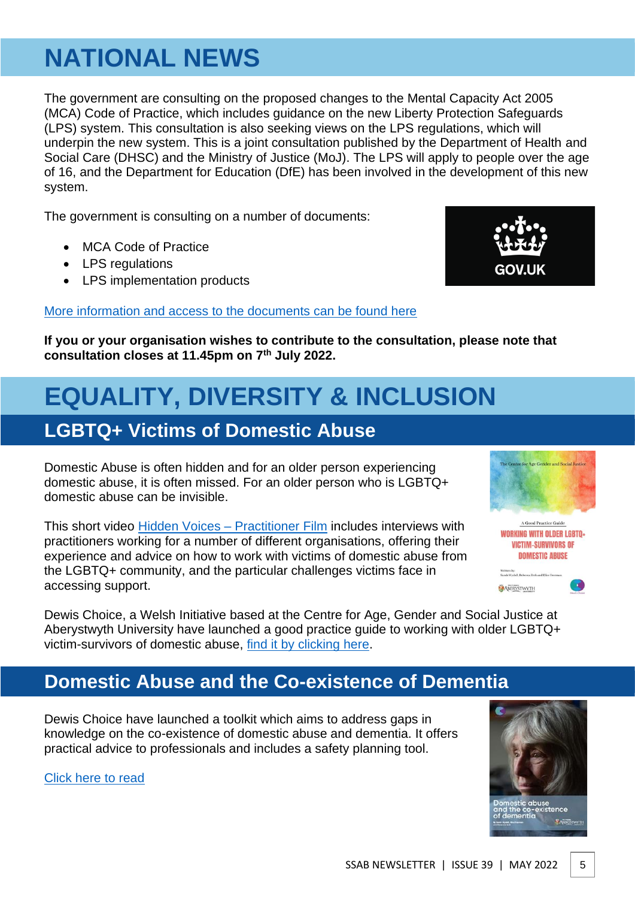# NATIONAL NEWS

The government are consulting on the proposed changes to the Mental Capacity Act 2005 (MCA) Code of Practice, which includes guidance on the new Liberty Protection Safeguards (LPS) system. This consultation is also seeking views on the LPS regulations, which will underpin the new system. This is a joint consultation published by the Department of Health and Social Care (DHSC) and the Ministry of Justice (MoJ). The LPS will apply to people over the age of 16, and the Department for Education (DfE) has been involved in the development of this new system.

The government is consulting on a number of documents:

- MCA Code of Practice
- LPS regulations
- LPS implementation products

More information and access to the documents can be found here

**If you or your organisation wishes to contribute to the consultation, please note that consultation closes at 11.45pm on 7th July 2022.**

# EQUALITY, DIVERSITY & INCLUSION

## LGBTQ+ Victims of Domestic Abuse

Domestic Abuse is often hidden and for an older person experiencing domestic abuse, it is often missed. For an older person who is LGBTQ+ domestic abuse can be invisible.

This short video Hidden Voices – Practitioner Film includes interviews with practitioners working for a number of different organisations, offering their experience and advice on how to work with victims of domestic abuse from the LGBTQ+ community, and the particular challenges victims face in accessing support.

Dewis Choice, a Welsh Initiative based at the Centre for Age, Gender and Social Justice at Aberystwyth University have launched a good practice guide to working with older LGBTQ+ victim-survivors of domestic abuse, find it by clicking here.

## Domestic Abuse and the Co-existence of Dementia

Dewis Choice have launched a toolkit which aims to address gaps in knowledge on the co-existence of domestic abuse and dementia. It offers practical advice to professionals and includes a safety planning tool.

Click here to read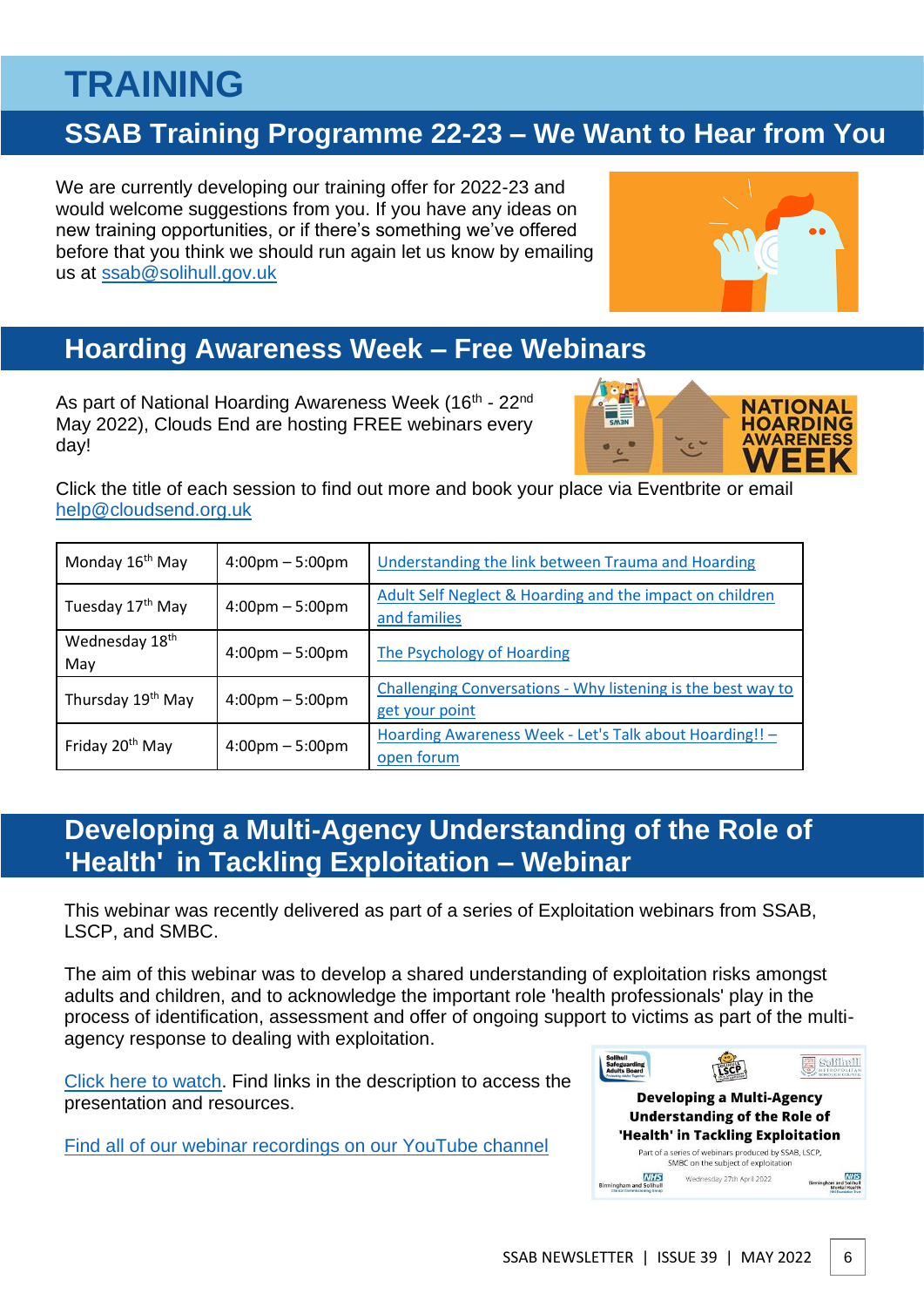# TRAINING

## SSAB Training Programme 22-23 – We Want to Hear from You

We are currently developing our training offer for 2022-23 and would welcome suggestions from you. If you have any ideas on new training opportunities, or if there's something we've offered before that you think we should run again let us know by emailing us at ssab@solihull.gov.uk

## Hoarding Awareness Week – Free Webinars

As part of National Hoarding Awareness Week (16th - 22nd May 2022), Clouds End are hosting FREE webinars every day!

Click the title of each session to find out more and book your place via Eventbrite or email help@cloudsend.org.uk

| Day | Time | Session |
|---|---|---|
| Monday 16th May | 4:00pm – 5:00pm | Understanding the link between Trauma and Hoarding |
| Tuesday 17th May | 4:00pm – 5:00pm | Adult Self Neglect & Hoarding and the impact on children and families |
| Wednesday 18th May | 4:00pm – 5:00pm | The Psychology of Hoarding |
| Thursday 19th May | 4:00pm – 5:00pm | Challenging Conversations - Why listening is the best way to get your point |
| Friday 20th May | 4:00pm – 5:00pm | Hoarding Awareness Week - Let's Talk about Hoarding!! – open forum |

## Developing a Multi-Agency Understanding of the Role of 'Health' in Tackling Exploitation – Webinar

This webinar was recently delivered as part of a series of Exploitation webinars from SSAB, LSCP, and SMBC.

The aim of this webinar was to develop a shared understanding of exploitation risks amongst adults and children, and to acknowledge the important role 'health professionals' play in the process of identification, assessment and offer of ongoing support to victims as part of the multi-agency response to dealing with exploitation.

Click here to watch. Find links in the description to access the presentation and resources.

Find all of our webinar recordings on our YouTube channel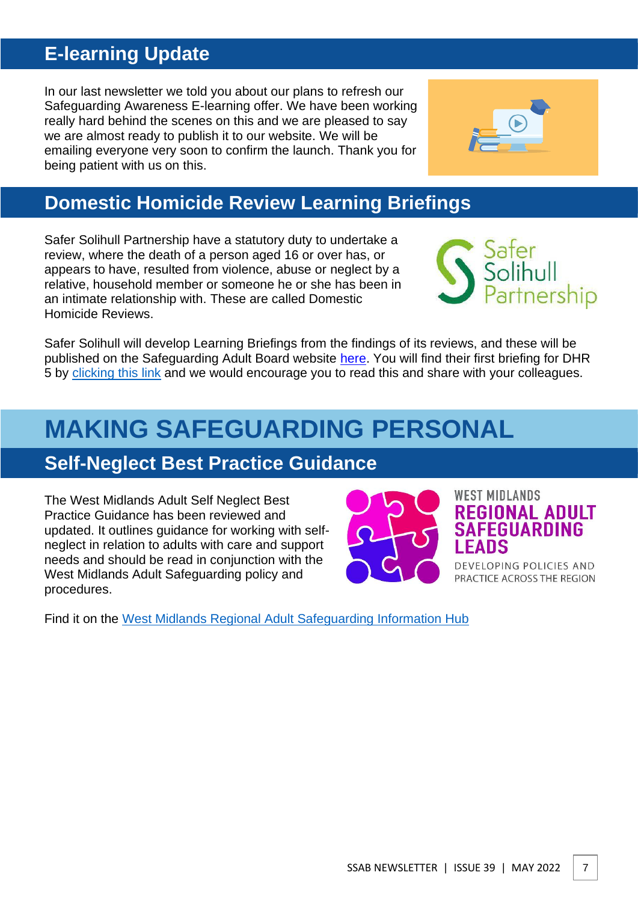## E-learning Update

In our last newsletter we told you about our plans to refresh our Safeguarding Awareness E-learning offer. We have been working really hard behind the scenes on this and we are pleased to say we are almost ready to publish it to our website. We will be emailing everyone very soon to confirm the launch. Thank you for being patient with us on this.

## Domestic Homicide Review Learning Briefings

Safer Solihull Partnership have a statutory duty to undertake a review, where the death of a person aged 16 or over has, or appears to have, resulted from violence, abuse or neglect by a relative, household member or someone he or she has been in an intimate relationship with. These are called Domestic Homicide Reviews.

Safer Solihull will develop Learning Briefings from the findings of its reviews, and these will be published on the Safeguarding Adult Board website here. You will find their first briefing for DHR 5 by clicking this link and we would encourage you to read this and share with your colleagues.

# MAKING SAFEGUARDING PERSONAL

## Self-Neglect Best Practice Guidance

The West Midlands Adult Self Neglect Best Practice Guidance has been reviewed and updated. It outlines guidance for working with self-neglect in relation to adults with care and support needs and should be read in conjunction with the West Midlands Adult Safeguarding policy and procedures.

Find it on the West Midlands Regional Adult Safeguarding Information Hub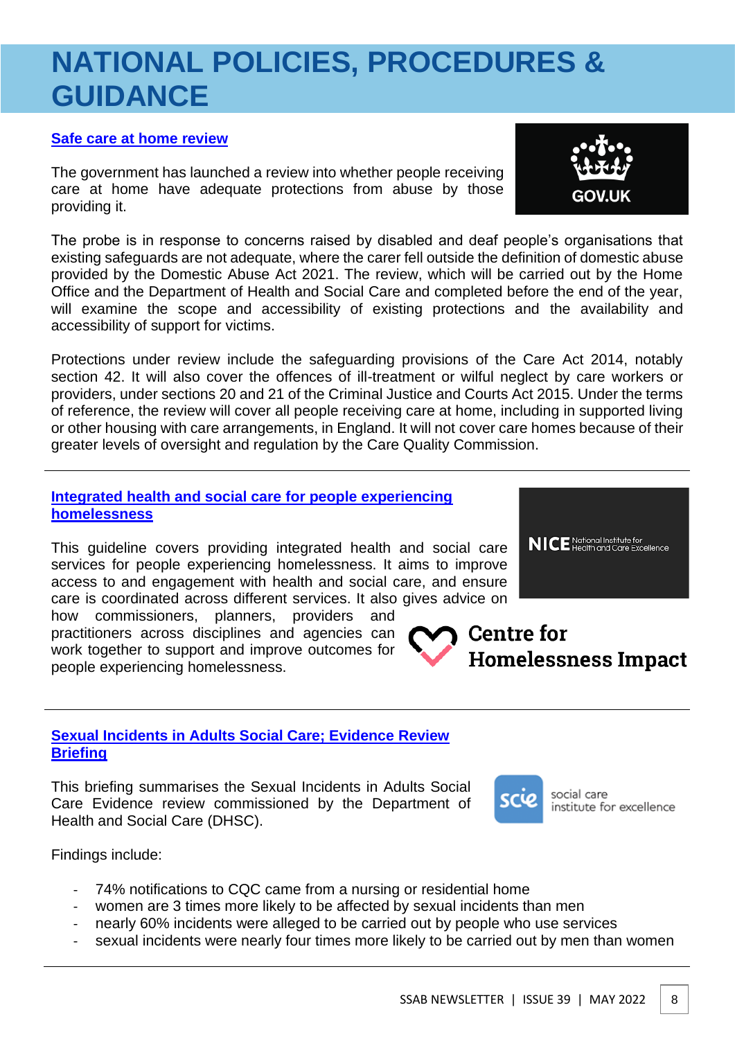# NATIONAL POLICIES, PROCEDURES & GUIDANCE

## Safe care at home review

The government has launched a review into whether people receiving care at home have adequate protections from abuse by those providing it.

The probe is in response to concerns raised by disabled and deaf people's organisations that existing safeguards are not adequate, where the carer fell outside the definition of domestic abuse provided by the Domestic Abuse Act 2021. The review, which will be carried out by the Home Office and the Department of Health and Social Care and completed before the end of the year, will examine the scope and accessibility of existing protections and the availability and accessibility of support for victims.

Protections under review include the safeguarding provisions of the Care Act 2014, notably section 42. It will also cover the offences of ill-treatment or wilful neglect by care workers or providers, under sections 20 and 21 of the Criminal Justice and Courts Act 2015. Under the terms of reference, the review will cover all people receiving care at home, including in supported living or other housing with care arrangements, in England. It will not cover care homes because of their greater levels of oversight and regulation by the Care Quality Commission.

---

## Integrated health and social care for people experiencing homelessness

This guideline covers providing integrated health and social care services for people experiencing homelessness. It aims to improve access to and engagement with health and social care, and ensure care is coordinated across different services. It also gives advice on how commissioners, planners, providers and practitioners across disciplines and agencies can work together to support and improve outcomes for people experiencing homelessness.

---

## Sexual Incidents in Adults Social Care; Evidence Review Briefing

This briefing summarises the Sexual Incidents in Adults Social Care Evidence review commissioned by the Department of Health and Social Care (DHSC).

Findings include:

- 74% notifications to CQC came from a nursing or residential home
- women are 3 times more likely to be affected by sexual incidents than men
- nearly 60% incidents were alleged to be carried out by people who use services
- sexual incidents were nearly four times more likely to be carried out by men than women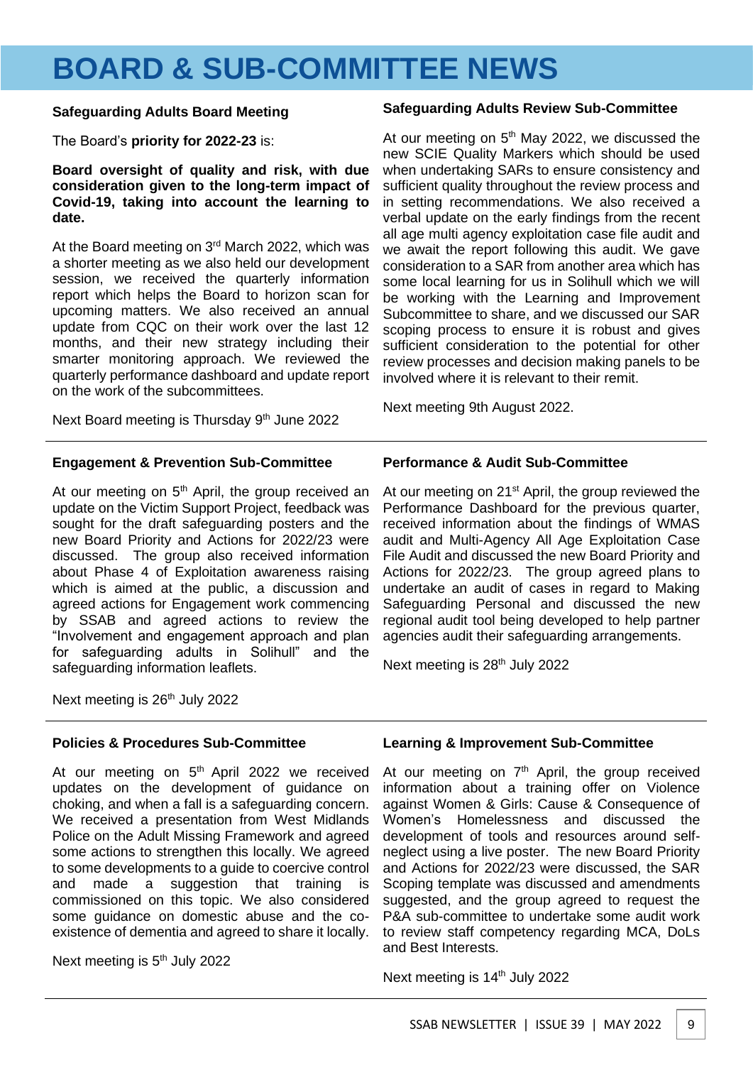# BOARD & SUB-COMMITTEE NEWS

### Safeguarding Adults Board Meeting

The Board's **priority for 2022-23** is:

**Board oversight of quality and risk, with due consideration given to the long-term impact of Covid-19, taking into account the learning to date.**

At the Board meeting on 3rd March 2022, which was a shorter meeting as we also held our development session, we received the quarterly information report which helps the Board to horizon scan for upcoming matters. We also received an annual update from CQC on their work over the last 12 months, and their new strategy including their smarter monitoring approach. We reviewed the quarterly performance dashboard and update report on the work of the subcommittees.

Next Board meeting is Thursday 9th June 2022

### Safeguarding Adults Review Sub-Committee

At our meeting on 5th May 2022, we discussed the new SCIE Quality Markers which should be used when undertaking SARs to ensure consistency and sufficient quality throughout the review process and in setting recommendations. We also received a verbal update on the early findings from the recent all age multi agency exploitation case file audit and we await the report following this audit. We gave consideration to a SAR from another area which has some local learning for us in Solihull which we will be working with the Learning and Improvement Subcommittee to share, and we discussed our SAR scoping process to ensure it is robust and gives sufficient consideration to the potential for other review processes and decision making panels to be involved where it is relevant to their remit.

Next meeting 9th August 2022.

### Engagement & Prevention Sub-Committee

At our meeting on 5th April, the group received an update on the Victim Support Project, feedback was sought for the draft safeguarding posters and the new Board Priority and Actions for 2022/23 were discussed. The group also received information about Phase 4 of Exploitation awareness raising which is aimed at the public, a discussion and agreed actions for Engagement work commencing by SSAB and agreed actions to review the "Involvement and engagement approach and plan for safeguarding adults in Solihull" and the safeguarding information leaflets.

Next meeting is 26th July 2022

### Performance & Audit Sub-Committee

At our meeting on 21st April, the group reviewed the Performance Dashboard for the previous quarter, received information about the findings of WMAS audit and Multi-Agency All Age Exploitation Case File Audit and discussed the new Board Priority and Actions for 2022/23. The group agreed plans to undertake an audit of cases in regard to Making Safeguarding Personal and discussed the new regional audit tool being developed to help partner agencies audit their safeguarding arrangements.

Next meeting is 28th July 2022

### Policies & Procedures Sub-Committee

At our meeting on 5th April 2022 we received updates on the development of guidance on choking, and when a fall is a safeguarding concern. We received a presentation from West Midlands Police on the Adult Missing Framework and agreed some actions to strengthen this locally. We agreed to some developments to a guide to coercive control and made a suggestion that training is commissioned on this topic. We also considered some guidance on domestic abuse and the co-existence of dementia and agreed to share it locally.

Next meeting is 5th July 2022

### Learning & Improvement Sub-Committee

At our meeting on 7th April, the group received information about a training offer on Violence against Women & Girls: Cause & Consequence of Women's Homelessness and discussed the development of tools and resources around self-neglect using a live poster. The new Board Priority and Actions for 2022/23 were discussed, the SAR Scoping template was discussed and amendments suggested, and the group agreed to request the P&A sub-committee to undertake some audit work to review staff competency regarding MCA, DoLs and Best Interests.

Next meeting is 14th July 2022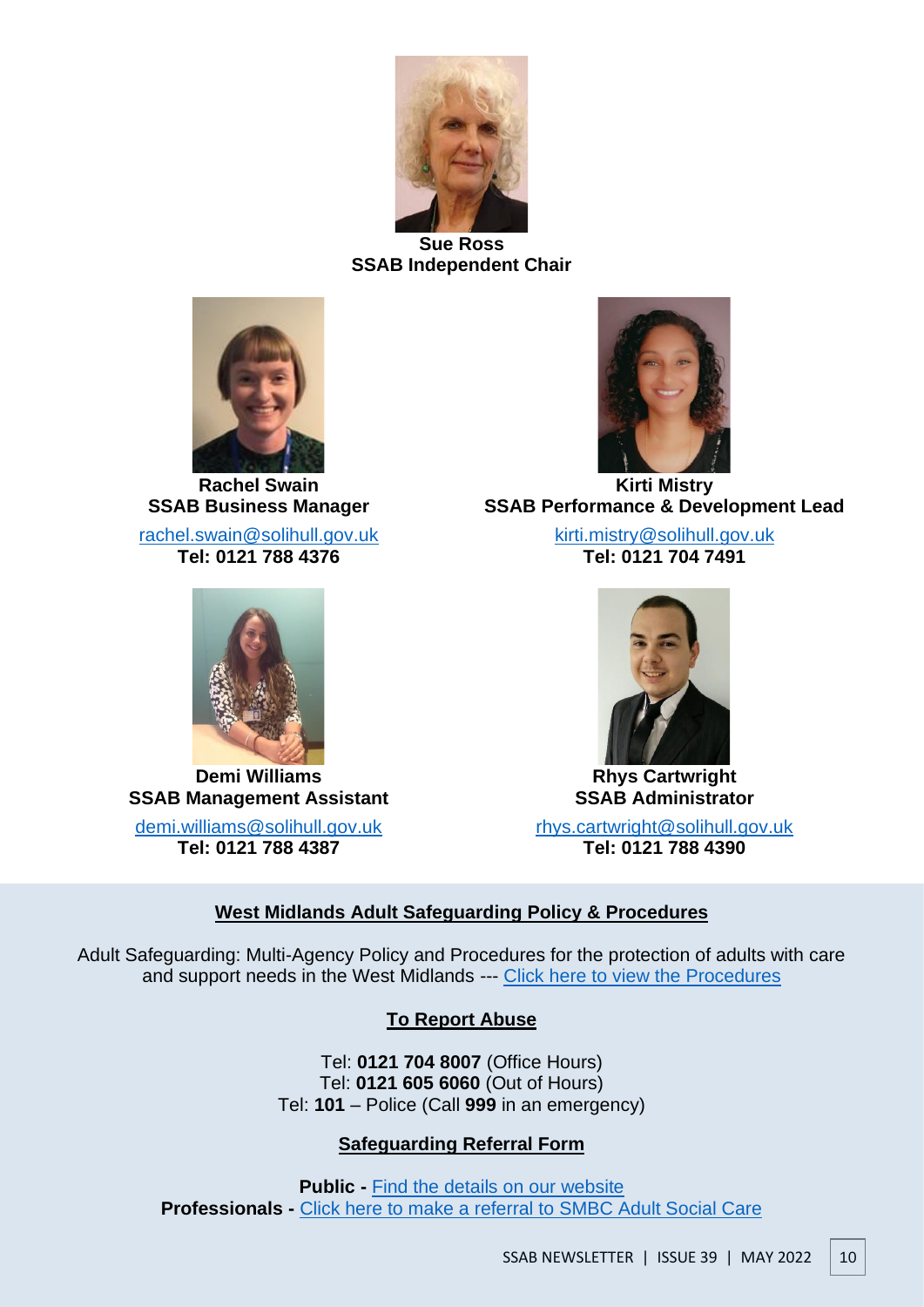**Sue Ross**
**SSAB Independent Chair**

**Rachel Swain**
**SSAB Business Manager**

rachel.swain@solihull.gov.uk
**Tel: 0121 788 4376**

**Kirti Mistry**
**SSAB Performance & Development Lead**

kirti.mistry@solihull.gov.uk
**Tel: 0121 704 7491**

**Demi Williams**
**SSAB Management Assistant**

demi.williams@solihull.gov.uk
**Tel: 0121 788 4387**

**Rhys Cartwright**
**SSAB Administrator**

rhys.cartwright@solihull.gov.uk
**Tel: 0121 788 4390**

## West Midlands Adult Safeguarding Policy & Procedures

Adult Safeguarding: Multi-Agency Policy and Procedures for the protection of adults with care and support needs in the West Midlands --- Click here to view the Procedures

## To Report Abuse

Tel: **0121 704 8007** (Office Hours)
Tel: **0121 605 6060** (Out of Hours)
Tel: **101** – Police (Call **999** in an emergency)

## Safeguarding Referral Form

**Public -** Find the details on our website
**Professionals -** Click here to make a referral to SMBC Adult Social Care